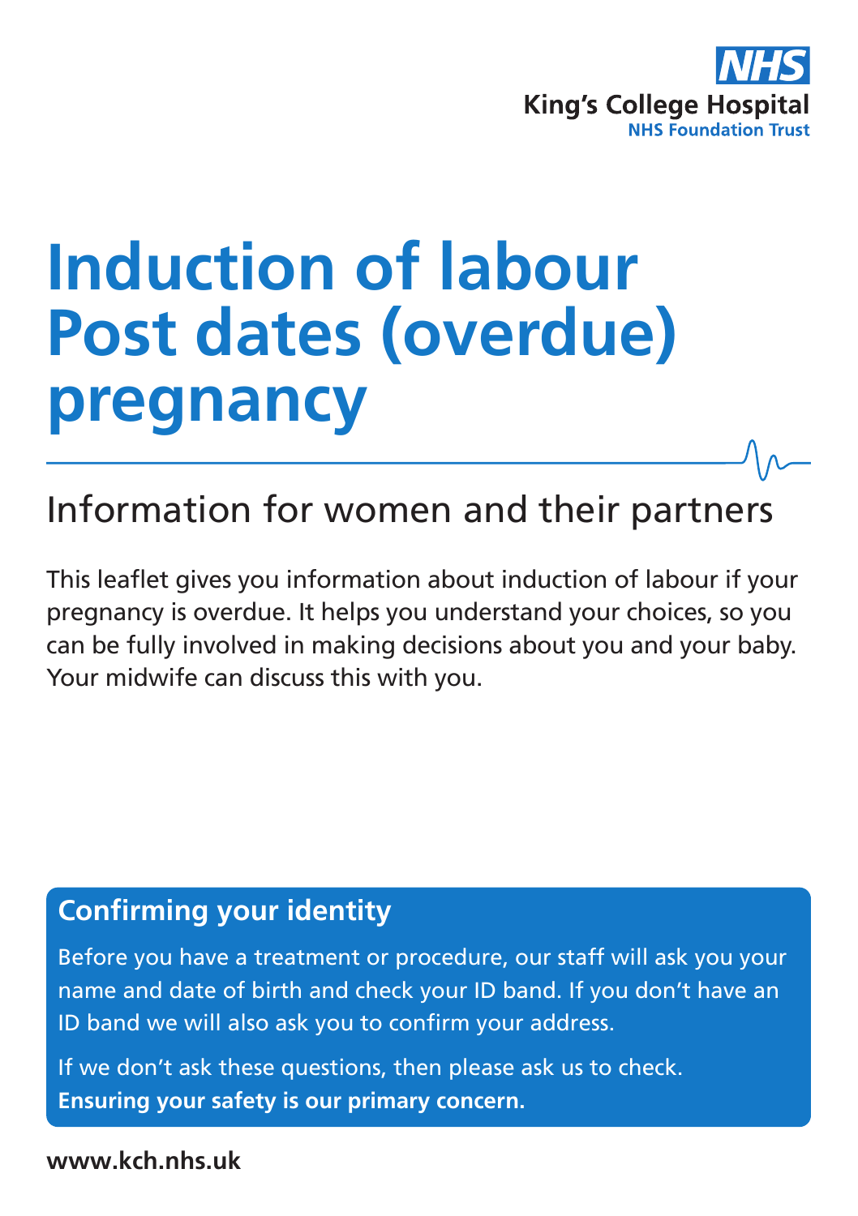NHS

King's College Hospital
NHS Foundation Trust

# Induction of labour Post dates (overdue) pregnancy

## Information for women and their partners

This leaflet gives you information about induction of labour if your pregnancy is overdue. It helps you understand your choices, so you can be fully involved in making decisions about you and your baby. Your midwife can discuss this with you.

### Confirming your identity

Before you have a treatment or procedure, our staff will ask you your name and date of birth and check your ID band. If you don't have an ID band we will also ask you to confirm your address.

If we don't ask these questions, then please ask us to check. **Ensuring your safety is our primary concern.**

**www.kch.nhs.uk**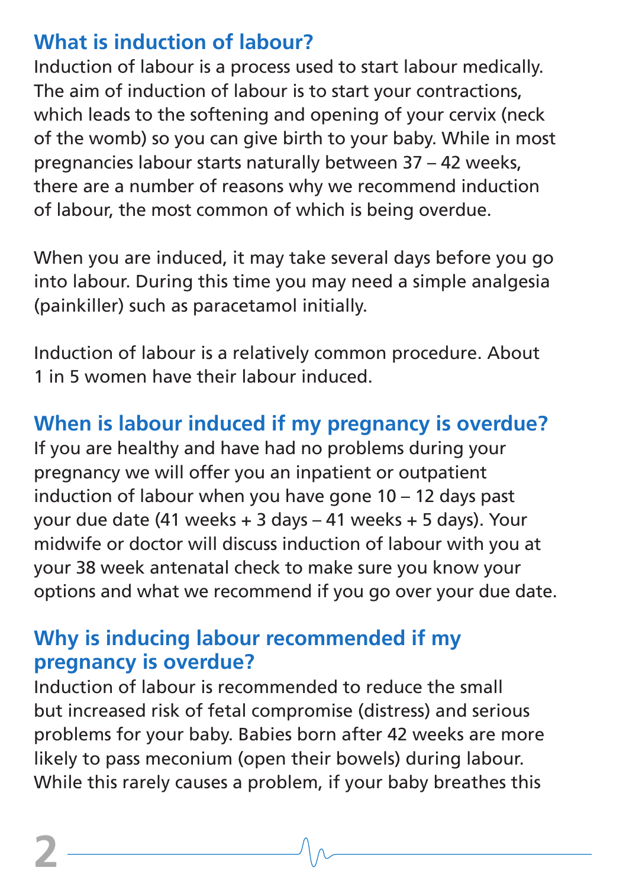## What is induction of labour?

Induction of labour is a process used to start labour medically. The aim of induction of labour is to start your contractions, which leads to the softening and opening of your cervix (neck of the womb) so you can give birth to your baby. While in most pregnancies labour starts naturally between 37 – 42 weeks, there are a number of reasons why we recommend induction of labour, the most common of which is being overdue.

When you are induced, it may take several days before you go into labour. During this time you may need a simple analgesia (painkiller) such as paracetamol initially.

Induction of labour is a relatively common procedure. About 1 in 5 women have their labour induced.

## When is labour induced if my pregnancy is overdue?

If you are healthy and have had no problems during your pregnancy we will offer you an inpatient or outpatient induction of labour when you have gone 10 – 12 days past your due date (41 weeks + 3 days – 41 weeks + 5 days). Your midwife or doctor will discuss induction of labour with you at your 38 week antenatal check to make sure you know your options and what we recommend if you go over your due date.

## Why is inducing labour recommended if my pregnancy is overdue?

Induction of labour is recommended to reduce the small but increased risk of fetal compromise (distress) and serious problems for your baby. Babies born after 42 weeks are more likely to pass meconium (open their bowels) during labour. While this rarely causes a problem, if your baby breathes this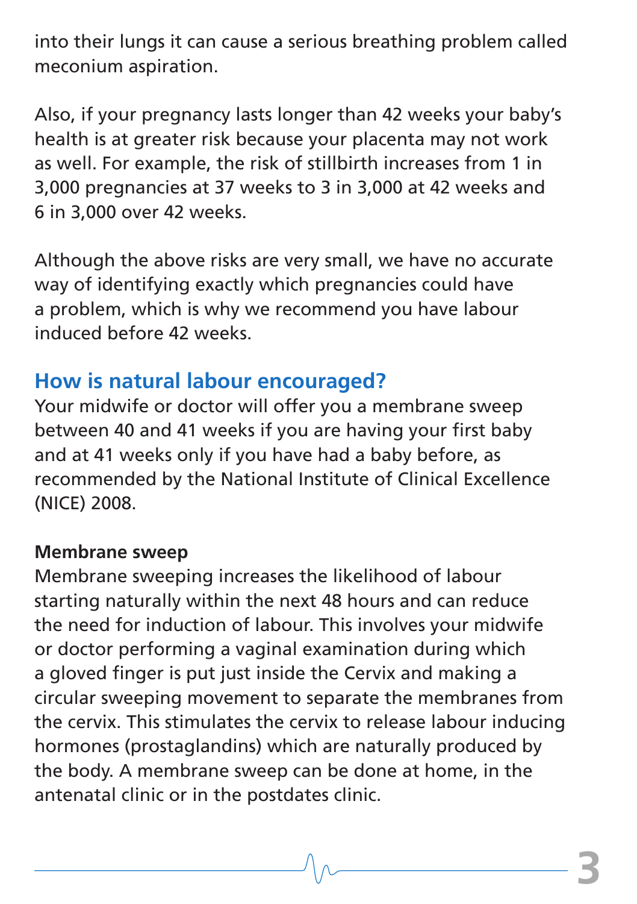into their lungs it can cause a serious breathing problem called meconium aspiration.

Also, if your pregnancy lasts longer than 42 weeks your baby's health is at greater risk because your placenta may not work as well. For example, the risk of stillbirth increases from 1 in 3,000 pregnancies at 37 weeks to 3 in 3,000 at 42 weeks and 6 in 3,000 over 42 weeks.

Although the above risks are very small, we have no accurate way of identifying exactly which pregnancies could have a problem, which is why we recommend you have labour induced before 42 weeks.

## How is natural labour encouraged?

Your midwife or doctor will offer you a membrane sweep between 40 and 41 weeks if you are having your first baby and at 41 weeks only if you have had a baby before, as recommended by the National Institute of Clinical Excellence (NICE) 2008.

**Membrane sweep**

Membrane sweeping increases the likelihood of labour starting naturally within the next 48 hours and can reduce the need for induction of labour. This involves your midwife or doctor performing a vaginal examination during which a gloved finger is put just inside the Cervix and making a circular sweeping movement to separate the membranes from the cervix. This stimulates the cervix to release labour inducing hormones (prostaglandins) which are naturally produced by the body. A membrane sweep can be done at home, in the antenatal clinic or in the postdates clinic.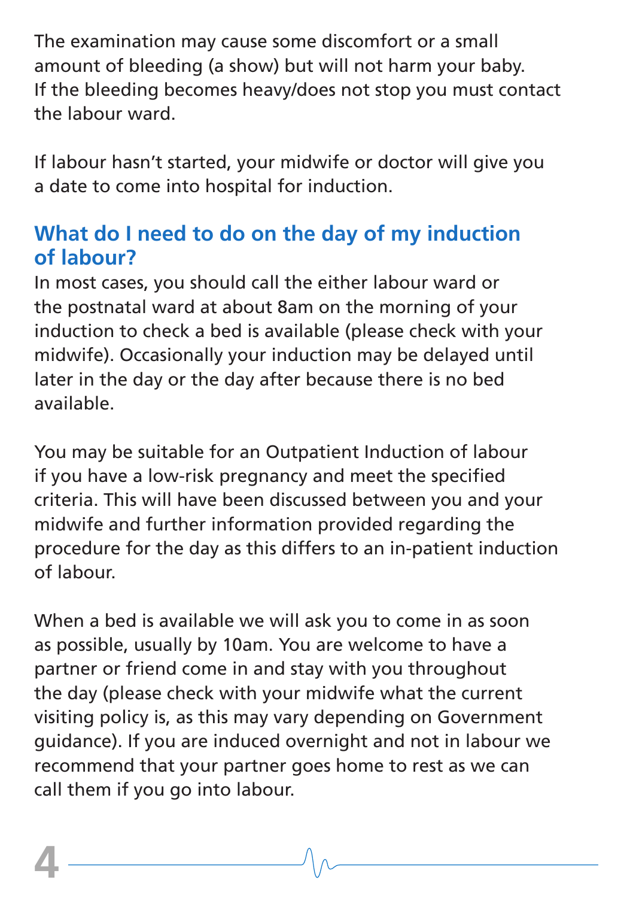The examination may cause some discomfort or a small amount of bleeding (a show) but will not harm your baby. If the bleeding becomes heavy/does not stop you must contact the labour ward.

If labour hasn't started, your midwife or doctor will give you a date to come into hospital for induction.

## What do I need to do on the day of my induction of labour?

In most cases, you should call the either labour ward or the postnatal ward at about 8am on the morning of your induction to check a bed is available (please check with your midwife). Occasionally your induction may be delayed until later in the day or the day after because there is no bed available.

You may be suitable for an Outpatient Induction of labour if you have a low-risk pregnancy and meet the specified criteria. This will have been discussed between you and your midwife and further information provided regarding the procedure for the day as this differs to an in-patient induction of labour.

When a bed is available we will ask you to come in as soon as possible, usually by 10am. You are welcome to have a partner or friend come in and stay with you throughout the day (please check with your midwife what the current visiting policy is, as this may vary depending on Government guidance). If you are induced overnight and not in labour we recommend that your partner goes home to rest as we can call them if you go into labour.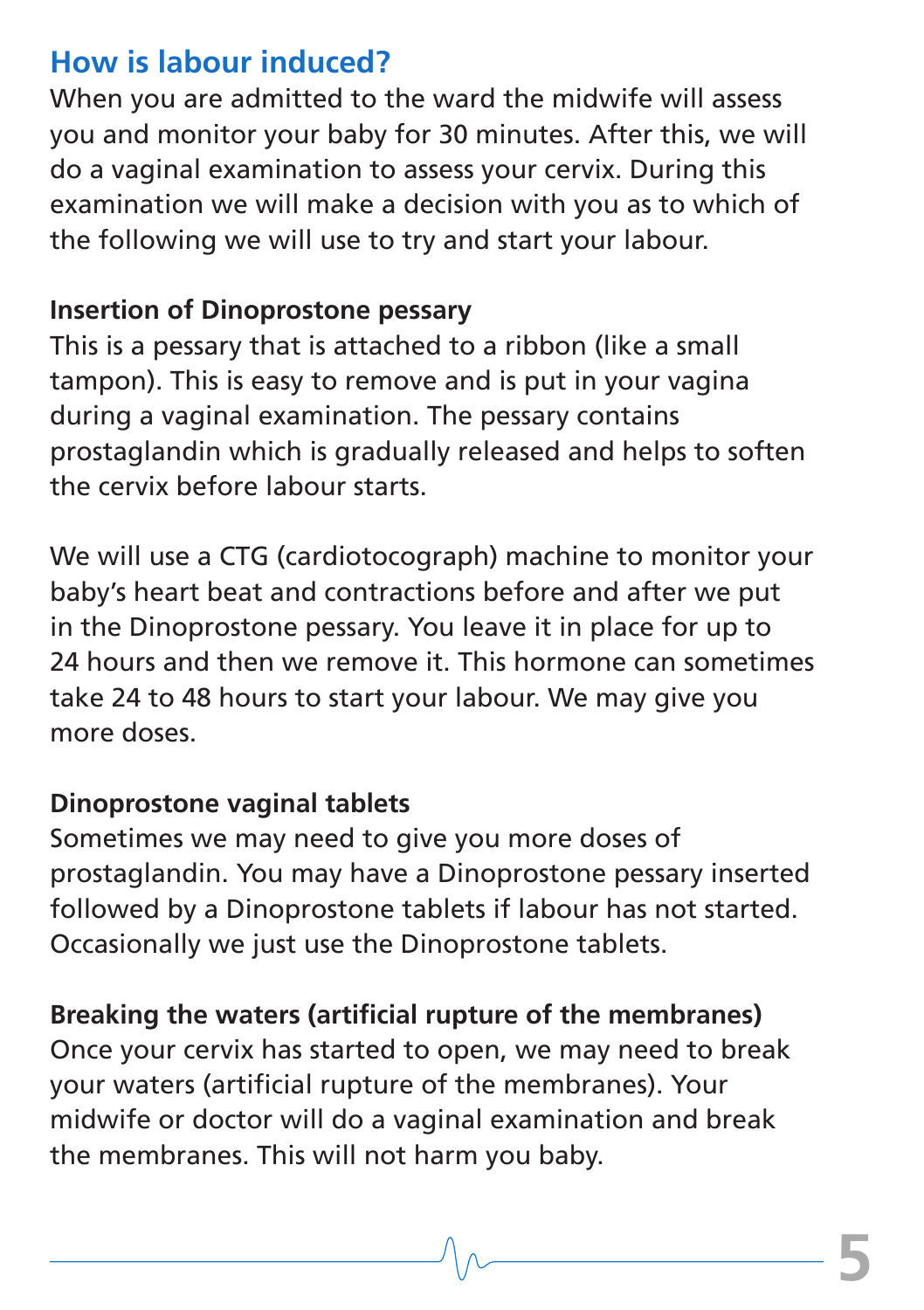## How is labour induced?

When you are admitted to the ward the midwife will assess you and monitor your baby for 30 minutes. After this, we will do a vaginal examination to assess your cervix. During this examination we will make a decision with you as to which of the following we will use to try and start your labour.

**Insertion of Dinoprostone pessary**

This is a pessary that is attached to a ribbon (like a small tampon). This is easy to remove and is put in your vagina during a vaginal examination. The pessary contains prostaglandin which is gradually released and helps to soften the cervix before labour starts.

We will use a CTG (cardiotocograph) machine to monitor your baby's heart beat and contractions before and after we put in the Dinoprostone pessary. You leave it in place for up to 24 hours and then we remove it. This hormone can sometimes take 24 to 48 hours to start your labour. We may give you more doses.

**Dinoprostone vaginal tablets**

Sometimes we may need to give you more doses of prostaglandin. You may have a Dinoprostone pessary inserted followed by a Dinoprostone tablets if labour has not started. Occasionally we just use the Dinoprostone tablets.

**Breaking the waters (artificial rupture of the membranes)**

Once your cervix has started to open, we may need to break your waters (artificial rupture of the membranes). Your midwife or doctor will do a vaginal examination and break the membranes. This will not harm you baby.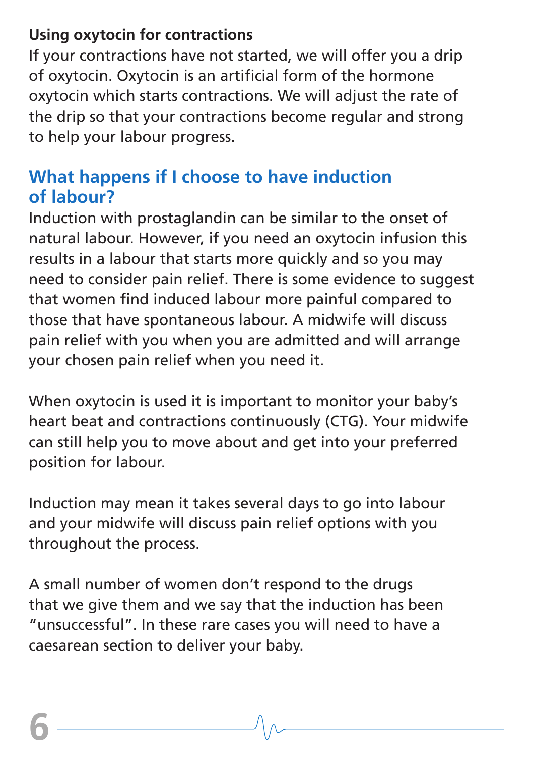**Using oxytocin for contractions**

If your contractions have not started, we will offer you a drip of oxytocin. Oxytocin is an artificial form of the hormone oxytocin which starts contractions. We will adjust the rate of the drip so that your contractions become regular and strong to help your labour progress.

## What happens if I choose to have induction of labour?

Induction with prostaglandin can be similar to the onset of natural labour. However, if you need an oxytocin infusion this results in a labour that starts more quickly and so you may need to consider pain relief. There is some evidence to suggest that women find induced labour more painful compared to those that have spontaneous labour. A midwife will discuss pain relief with you when you are admitted and will arrange your chosen pain relief when you need it.

When oxytocin is used it is important to monitor your baby's heart beat and contractions continuously (CTG). Your midwife can still help you to move about and get into your preferred position for labour.

Induction may mean it takes several days to go into labour and your midwife will discuss pain relief options with you throughout the process.

A small number of women don't respond to the drugs that we give them and we say that the induction has been "unsuccessful". In these rare cases you will need to have a caesarean section to deliver your baby.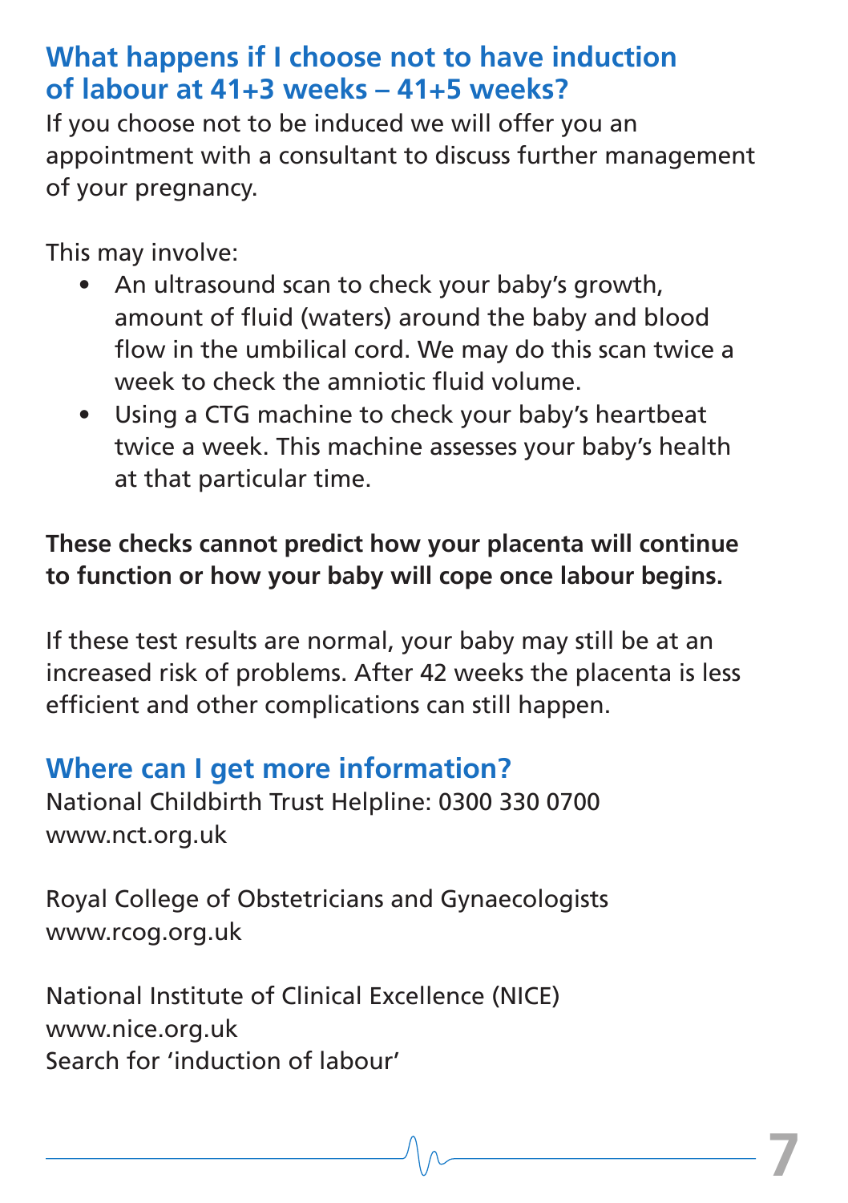## What happens if I choose not to have induction of labour at 41+3 weeks – 41+5 weeks?

If you choose not to be induced we will offer you an appointment with a consultant to discuss further management of your pregnancy.

This may involve:

- An ultrasound scan to check your baby's growth, amount of fluid (waters) around the baby and blood flow in the umbilical cord. We may do this scan twice a week to check the amniotic fluid volume.
- Using a CTG machine to check your baby's heartbeat twice a week. This machine assesses your baby's health at that particular time.

**These checks cannot predict how your placenta will continue to function or how your baby will cope once labour begins.**

If these test results are normal, your baby may still be at an increased risk of problems. After 42 weeks the placenta is less efficient and other complications can still happen.

## Where can I get more information?

National Childbirth Trust Helpline: 0300 330 0700
www.nct.org.uk

Royal College of Obstetricians and Gynaecologists
www.rcog.org.uk

National Institute of Clinical Excellence (NICE)
www.nice.org.uk
Search for 'induction of labour'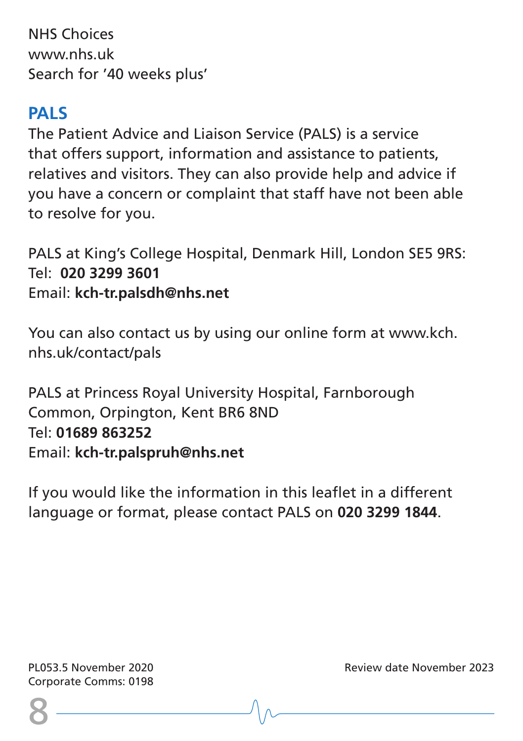NHS Choices
www.nhs.uk
Search for '40 weeks plus'

## PALS

The Patient Advice and Liaison Service (PALS) is a service that offers support, information and assistance to patients, relatives and visitors. They can also provide help and advice if you have a concern or complaint that staff have not been able to resolve for you.

PALS at King's College Hospital, Denmark Hill, London SE5 9RS:
Tel: **020 3299 3601**
Email: **kch-tr.palsdh@nhs.net**

You can also contact us by using our online form at www.kch.nhs.uk/contact/pals

PALS at Princess Royal University Hospital, Farnborough Common, Orpington, Kent BR6 8ND
Tel: **01689 863252**
Email: **kch-tr.palspruh@nhs.net**

If you would like the information in this leaflet in a different language or format, please contact PALS on **020 3299 1844**.

PL053.5 November 2020
Corporate Comms: 0198

Review date November 2023